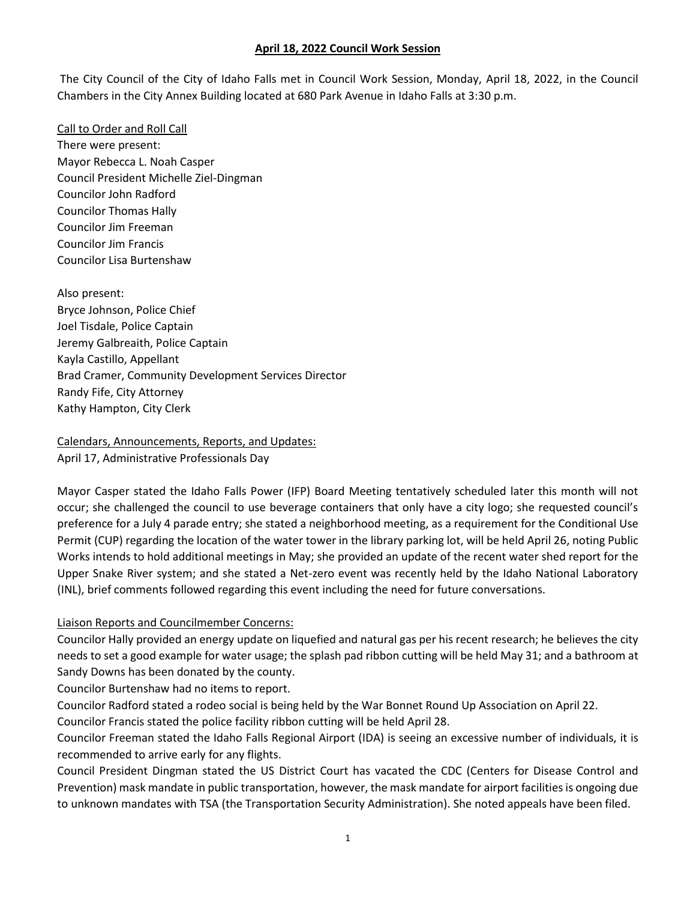# April 18, 2022 Council Work Session

The City Council of the City of Idaho Falls met in Council Work Session, Monday, April 18, 2022, in the Council Chambers in the City Annex Building located at 680 Park Avenue in Idaho Falls at 3:30 p.m.

Call to Order and Roll Call

There were present:
Mayor Rebecca L. Noah Casper
Council President Michelle Ziel-Dingman
Councilor John Radford
Councilor Thomas Hally
Councilor Jim Freeman
Councilor Jim Francis
Councilor Lisa Burtenshaw

Also present:
Bryce Johnson, Police Chief
Joel Tisdale, Police Captain
Jeremy Galbreaith, Police Captain
Kayla Castillo, Appellant
Brad Cramer, Community Development Services Director
Randy Fife, City Attorney
Kathy Hampton, City Clerk

Calendars, Announcements, Reports, and Updates:
April 17, Administrative Professionals Day

Mayor Casper stated the Idaho Falls Power (IFP) Board Meeting tentatively scheduled later this month will not occur; she challenged the council to use beverage containers that only have a city logo; she requested council's preference for a July 4 parade entry; she stated a neighborhood meeting, as a requirement for the Conditional Use Permit (CUP) regarding the location of the water tower in the library parking lot, will be held April 26, noting Public Works intends to hold additional meetings in May; she provided an update of the recent water shed report for the Upper Snake River system; and she stated a Net-zero event was recently held by the Idaho National Laboratory (INL), brief comments followed regarding this event including the need for future conversations.

Liaison Reports and Councilmember Concerns:
Councilor Hally provided an energy update on liquefied and natural gas per his recent research; he believes the city needs to set a good example for water usage; the splash pad ribbon cutting will be held May 31; and a bathroom at Sandy Downs has been donated by the county.
Councilor Burtenshaw had no items to report.
Councilor Radford stated a rodeo social is being held by the War Bonnet Round Up Association on April 22.
Councilor Francis stated the police facility ribbon cutting will be held April 28.
Councilor Freeman stated the Idaho Falls Regional Airport (IDA) is seeing an excessive number of individuals, it is recommended to arrive early for any flights.
Council President Dingman stated the US District Court has vacated the CDC (Centers for Disease Control and Prevention) mask mandate in public transportation, however, the mask mandate for airport facilities is ongoing due to unknown mandates with TSA (the Transportation Security Administration). She noted appeals have been filed.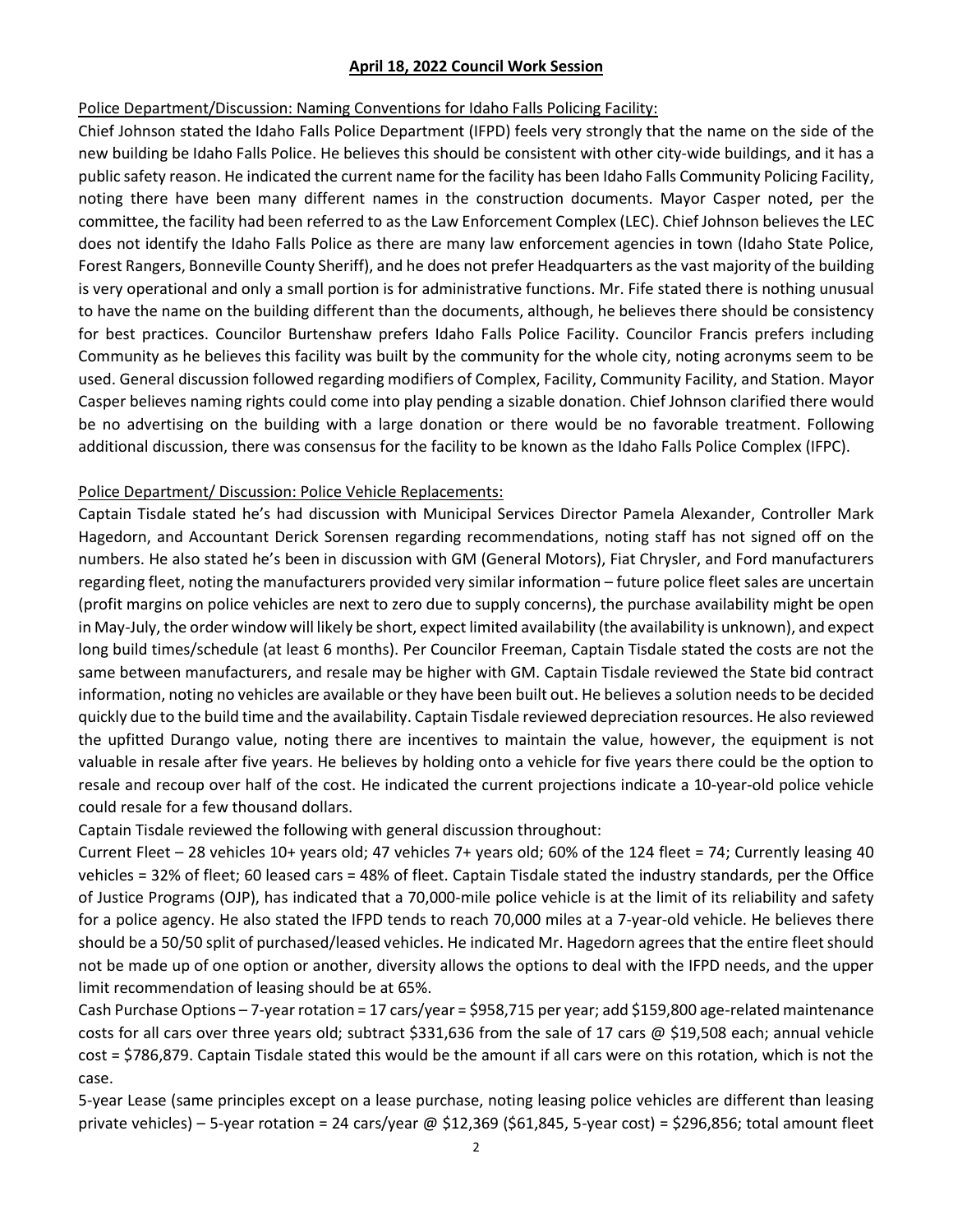**April 18, 2022 Council Work Session**

Police Department/Discussion: Naming Conventions for Idaho Falls Policing Facility:

Chief Johnson stated the Idaho Falls Police Department (IFPD) feels very strongly that the name on the side of the new building be Idaho Falls Police. He believes this should be consistent with other city-wide buildings, and it has a public safety reason. He indicated the current name for the facility has been Idaho Falls Community Policing Facility, noting there have been many different names in the construction documents. Mayor Casper noted, per the committee, the facility had been referred to as the Law Enforcement Complex (LEC). Chief Johnson believes the LEC does not identify the Idaho Falls Police as there are many law enforcement agencies in town (Idaho State Police, Forest Rangers, Bonneville County Sheriff), and he does not prefer Headquarters as the vast majority of the building is very operational and only a small portion is for administrative functions. Mr. Fife stated there is nothing unusual to have the name on the building different than the documents, although, he believes there should be consistency for best practices. Councilor Burtenshaw prefers Idaho Falls Police Facility. Councilor Francis prefers including Community as he believes this facility was built by the community for the whole city, noting acronyms seem to be used. General discussion followed regarding modifiers of Complex, Facility, Community Facility, and Station. Mayor Casper believes naming rights could come into play pending a sizable donation. Chief Johnson clarified there would be no advertising on the building with a large donation or there would be no favorable treatment. Following additional discussion, there was consensus for the facility to be known as the Idaho Falls Police Complex (IFPC).

Police Department/ Discussion: Police Vehicle Replacements:

Captain Tisdale stated he's had discussion with Municipal Services Director Pamela Alexander, Controller Mark Hagedorn, and Accountant Derick Sorensen regarding recommendations, noting staff has not signed off on the numbers. He also stated he's been in discussion with GM (General Motors), Fiat Chrysler, and Ford manufacturers regarding fleet, noting the manufacturers provided very similar information – future police fleet sales are uncertain (profit margins on police vehicles are next to zero due to supply concerns), the purchase availability might be open in May-July, the order window will likely be short, expect limited availability (the availability is unknown), and expect long build times/schedule (at least 6 months). Per Councilor Freeman, Captain Tisdale stated the costs are not the same between manufacturers, and resale may be higher with GM. Captain Tisdale reviewed the State bid contract information, noting no vehicles are available or they have been built out. He believes a solution needs to be decided quickly due to the build time and the availability. Captain Tisdale reviewed depreciation resources. He also reviewed the upfitted Durango value, noting there are incentives to maintain the value, however, the equipment is not valuable in resale after five years. He believes by holding onto a vehicle for five years there could be the option to resale and recoup over half of the cost. He indicated the current projections indicate a 10-year-old police vehicle could resale for a few thousand dollars.

Captain Tisdale reviewed the following with general discussion throughout:

Current Fleet – 28 vehicles 10+ years old; 47 vehicles 7+ years old; 60% of the 124 fleet = 74; Currently leasing 40 vehicles = 32% of fleet; 60 leased cars = 48% of fleet. Captain Tisdale stated the industry standards, per the Office of Justice Programs (OJP), has indicated that a 70,000-mile police vehicle is at the limit of its reliability and safety for a police agency. He also stated the IFPD tends to reach 70,000 miles at a 7-year-old vehicle. He believes there should be a 50/50 split of purchased/leased vehicles. He indicated Mr. Hagedorn agrees that the entire fleet should not be made up of one option or another, diversity allows the options to deal with the IFPD needs, and the upper limit recommendation of leasing should be at 65%.

Cash Purchase Options – 7-year rotation = 17 cars/year = $958,715 per year; add $159,800 age-related maintenance costs for all cars over three years old; subtract $331,636 from the sale of 17 cars @ $19,508 each; annual vehicle cost = $786,879. Captain Tisdale stated this would be the amount if all cars were on this rotation, which is not the case.

5-year Lease (same principles except on a lease purchase, noting leasing police vehicles are different than leasing private vehicles) – 5-year rotation = 24 cars/year @ $12,369 ($61,845, 5-year cost) = $296,856; total amount fleet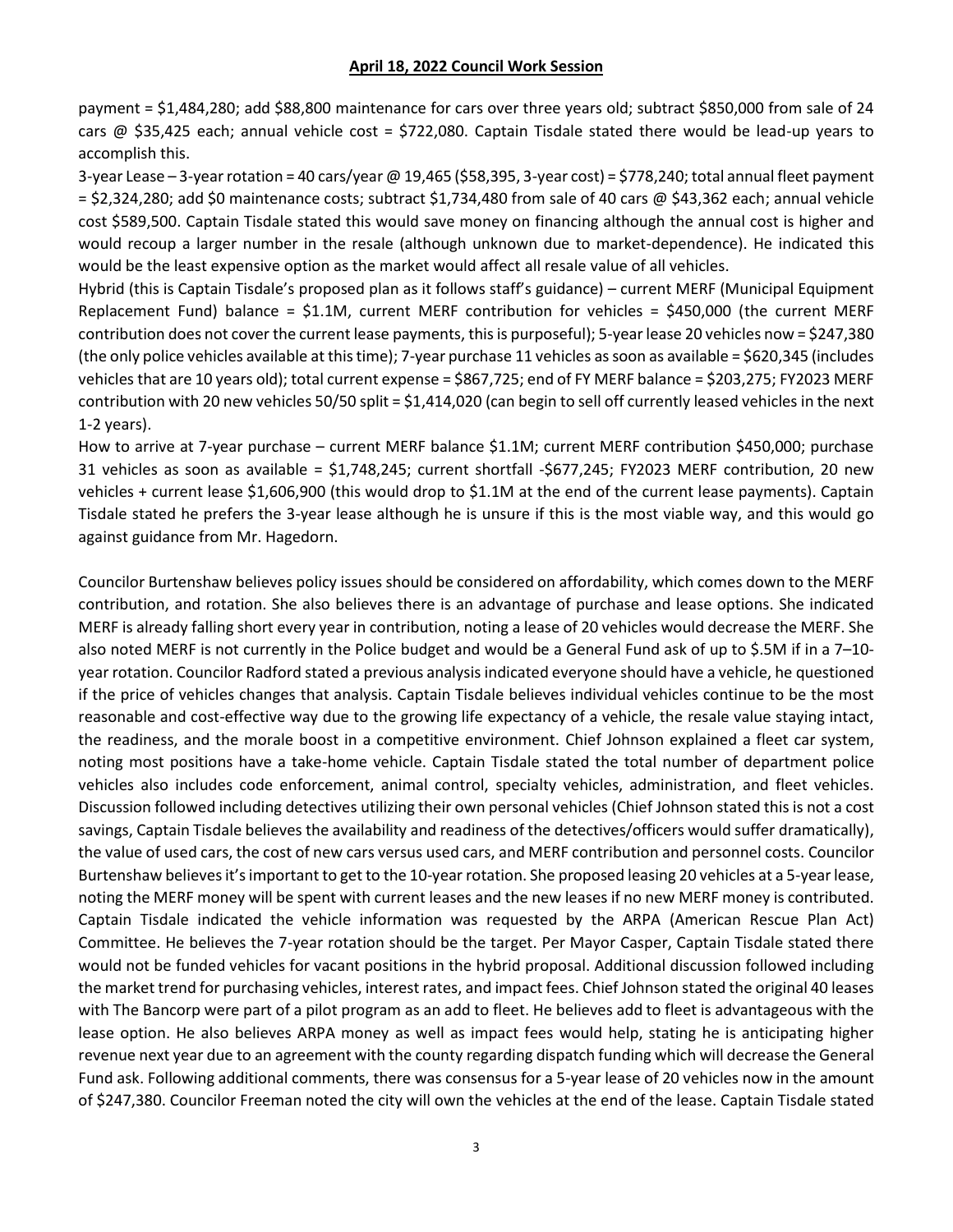payment = $1,484,280; add $88,800 maintenance for cars over three years old; subtract $850,000 from sale of 24 cars @ $35,425 each; annual vehicle cost = $722,080. Captain Tisdale stated there would be lead-up years to accomplish this.

3-year Lease – 3-year rotation = 40 cars/year @ 19,465 ($58,395, 3-year cost) = $778,240; total annual fleet payment = $2,324,280; add $0 maintenance costs; subtract $1,734,480 from sale of 40 cars @ $43,362 each; annual vehicle cost $589,500. Captain Tisdale stated this would save money on financing although the annual cost is higher and would recoup a larger number in the resale (although unknown due to market-dependence). He indicated this would be the least expensive option as the market would affect all resale value of all vehicles.

Hybrid (this is Captain Tisdale's proposed plan as it follows staff's guidance) – current MERF (Municipal Equipment Replacement Fund) balance = $1.1M, current MERF contribution for vehicles = $450,000 (the current MERF contribution does not cover the current lease payments, this is purposeful); 5-year lease 20 vehicles now = $247,380 (the only police vehicles available at this time); 7-year purchase 11 vehicles as soon as available = $620,345 (includes vehicles that are 10 years old); total current expense = $867,725; end of FY MERF balance = $203,275; FY2023 MERF contribution with 20 new vehicles 50/50 split = $1,414,020 (can begin to sell off currently leased vehicles in the next 1-2 years).

How to arrive at 7-year purchase – current MERF balance $1.1M; current MERF contribution $450,000; purchase 31 vehicles as soon as available = $1,748,245; current shortfall -$677,245; FY2023 MERF contribution, 20 new vehicles + current lease $1,606,900 (this would drop to $1.1M at the end of the current lease payments). Captain Tisdale stated he prefers the 3-year lease although he is unsure if this is the most viable way, and this would go against guidance from Mr. Hagedorn.

Councilor Burtenshaw believes policy issues should be considered on affordability, which comes down to the MERF contribution, and rotation. She also believes there is an advantage of purchase and lease options. She indicated MERF is already falling short every year in contribution, noting a lease of 20 vehicles would decrease the MERF. She also noted MERF is not currently in the Police budget and would be a General Fund ask of up to $.5M if in a 7–10-year rotation. Councilor Radford stated a previous analysis indicated everyone should have a vehicle, he questioned if the price of vehicles changes that analysis. Captain Tisdale believes individual vehicles continue to be the most reasonable and cost-effective way due to the growing life expectancy of a vehicle, the resale value staying intact, the readiness, and the morale boost in a competitive environment. Chief Johnson explained a fleet car system, noting most positions have a take-home vehicle. Captain Tisdale stated the total number of department police vehicles also includes code enforcement, animal control, specialty vehicles, administration, and fleet vehicles. Discussion followed including detectives utilizing their own personal vehicles (Chief Johnson stated this is not a cost savings, Captain Tisdale believes the availability and readiness of the detectives/officers would suffer dramatically), the value of used cars, the cost of new cars versus used cars, and MERF contribution and personnel costs. Councilor Burtenshaw believes it's important to get to the 10-year rotation. She proposed leasing 20 vehicles at a 5-year lease, noting the MERF money will be spent with current leases and the new leases if no new MERF money is contributed. Captain Tisdale indicated the vehicle information was requested by the ARPA (American Rescue Plan Act) Committee. He believes the 7-year rotation should be the target. Per Mayor Casper, Captain Tisdale stated there would not be funded vehicles for vacant positions in the hybrid proposal. Additional discussion followed including the market trend for purchasing vehicles, interest rates, and impact fees. Chief Johnson stated the original 40 leases with The Bancorp were part of a pilot program as an add to fleet. He believes add to fleet is advantageous with the lease option. He also believes ARPA money as well as impact fees would help, stating he is anticipating higher revenue next year due to an agreement with the county regarding dispatch funding which will decrease the General Fund ask. Following additional comments, there was consensus for a 5-year lease of 20 vehicles now in the amount of $247,380. Councilor Freeman noted the city will own the vehicles at the end of the lease. Captain Tisdale stated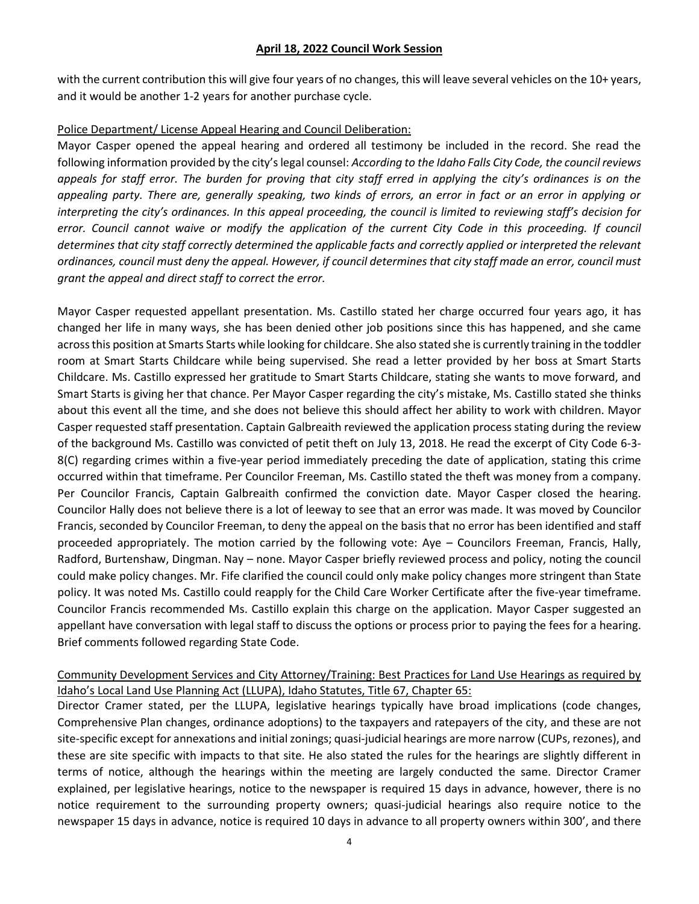with the current contribution this will give four years of no changes, this will leave several vehicles on the 10+ years, and it would be another 1-2 years for another purchase cycle.

Police Department/ License Appeal Hearing and Council Deliberation:

Mayor Casper opened the appeal hearing and ordered all testimony be included in the record. She read the following information provided by the city's legal counsel: *According to the Idaho Falls City Code, the council reviews appeals for staff error. The burden for proving that city staff erred in applying the city's ordinances is on the appealing party. There are, generally speaking, two kinds of errors, an error in fact or an error in applying or interpreting the city's ordinances. In this appeal proceeding, the council is limited to reviewing staff's decision for error. Council cannot waive or modify the application of the current City Code in this proceeding. If council determines that city staff correctly determined the applicable facts and correctly applied or interpreted the relevant ordinances, council must deny the appeal. However, if council determines that city staff made an error, council must grant the appeal and direct staff to correct the error.*

Mayor Casper requested appellant presentation. Ms. Castillo stated her charge occurred four years ago, it has changed her life in many ways, she has been denied other job positions since this has happened, and she came across this position at Smarts Starts while looking for childcare. She also stated she is currently training in the toddler room at Smart Starts Childcare while being supervised. She read a letter provided by her boss at Smart Starts Childcare. Ms. Castillo expressed her gratitude to Smart Starts Childcare, stating she wants to move forward, and Smart Starts is giving her that chance. Per Mayor Casper regarding the city's mistake, Ms. Castillo stated she thinks about this event all the time, and she does not believe this should affect her ability to work with children. Mayor Casper requested staff presentation. Captain Galbreaith reviewed the application process stating during the review of the background Ms. Castillo was convicted of petit theft on July 13, 2018. He read the excerpt of City Code 6-3-8(C) regarding crimes within a five-year period immediately preceding the date of application, stating this crime occurred within that timeframe. Per Councilor Freeman, Ms. Castillo stated the theft was money from a company. Per Councilor Francis, Captain Galbreaith confirmed the conviction date. Mayor Casper closed the hearing. Councilor Hally does not believe there is a lot of leeway to see that an error was made. It was moved by Councilor Francis, seconded by Councilor Freeman, to deny the appeal on the basis that no error has been identified and staff proceeded appropriately. The motion carried by the following vote: Aye – Councilors Freeman, Francis, Hally, Radford, Burtenshaw, Dingman. Nay – none. Mayor Casper briefly reviewed process and policy, noting the council could make policy changes. Mr. Fife clarified the council could only make policy changes more stringent than State policy. It was noted Ms. Castillo could reapply for the Child Care Worker Certificate after the five-year timeframe. Councilor Francis recommended Ms. Castillo explain this charge on the application. Mayor Casper suggested an appellant have conversation with legal staff to discuss the options or process prior to paying the fees for a hearing. Brief comments followed regarding State Code.

Community Development Services and City Attorney/Training: Best Practices for Land Use Hearings as required by Idaho's Local Land Use Planning Act (LLUPA), Idaho Statutes, Title 67, Chapter 65:

Director Cramer stated, per the LLUPA, legislative hearings typically have broad implications (code changes, Comprehensive Plan changes, ordinance adoptions) to the taxpayers and ratepayers of the city, and these are not site-specific except for annexations and initial zonings; quasi-judicial hearings are more narrow (CUPs, rezones), and these are site specific with impacts to that site. He also stated the rules for the hearings are slightly different in terms of notice, although the hearings within the meeting are largely conducted the same. Director Cramer explained, per legislative hearings, notice to the newspaper is required 15 days in advance, however, there is no notice requirement to the surrounding property owners; quasi-judicial hearings also require notice to the newspaper 15 days in advance, notice is required 10 days in advance to all property owners within 300', and there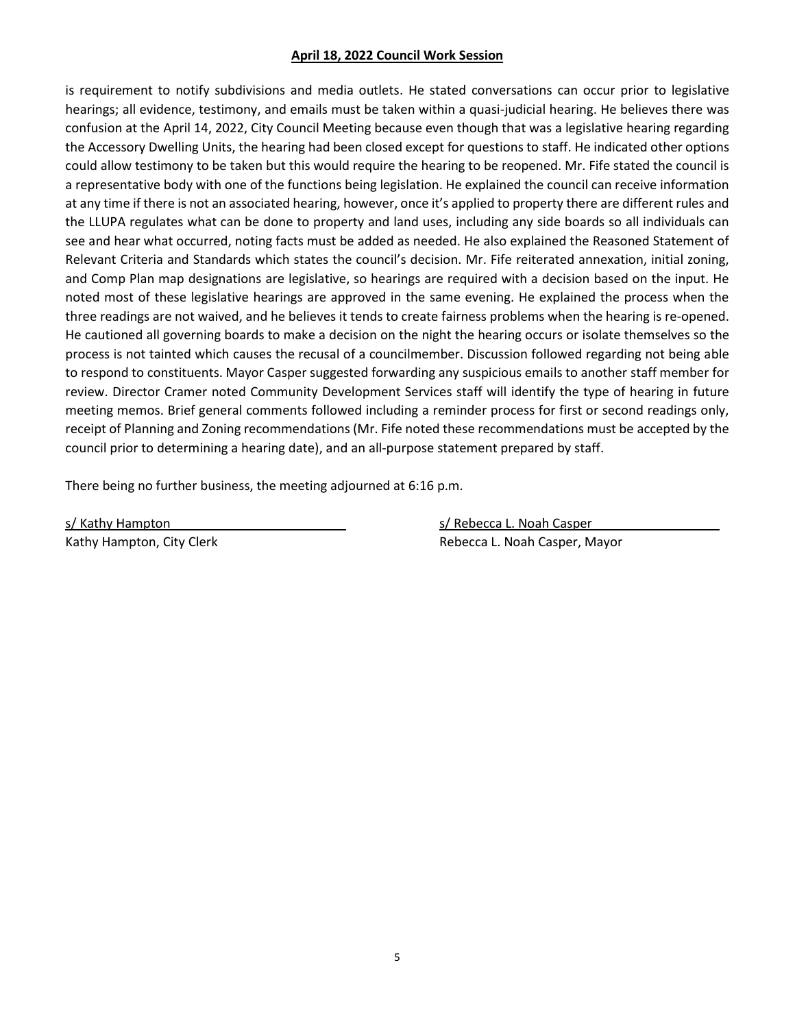is requirement to notify subdivisions and media outlets. He stated conversations can occur prior to legislative hearings; all evidence, testimony, and emails must be taken within a quasi-judicial hearing. He believes there was confusion at the April 14, 2022, City Council Meeting because even though that was a legislative hearing regarding the Accessory Dwelling Units, the hearing had been closed except for questions to staff. He indicated other options could allow testimony to be taken but this would require the hearing to be reopened. Mr. Fife stated the council is a representative body with one of the functions being legislation. He explained the council can receive information at any time if there is not an associated hearing, however, once it's applied to property there are different rules and the LLUPA regulates what can be done to property and land uses, including any side boards so all individuals can see and hear what occurred, noting facts must be added as needed. He also explained the Reasoned Statement of Relevant Criteria and Standards which states the council's decision. Mr. Fife reiterated annexation, initial zoning, and Comp Plan map designations are legislative, so hearings are required with a decision based on the input. He noted most of these legislative hearings are approved in the same evening. He explained the process when the three readings are not waived, and he believes it tends to create fairness problems when the hearing is re-opened. He cautioned all governing boards to make a decision on the night the hearing occurs or isolate themselves so the process is not tainted which causes the recusal of a councilmember. Discussion followed regarding not being able to respond to constituents. Mayor Casper suggested forwarding any suspicious emails to another staff member for review. Director Cramer noted Community Development Services staff will identify the type of hearing in future meeting memos. Brief general comments followed including a reminder process for first or second readings only, receipt of Planning and Zoning recommendations (Mr. Fife noted these recommendations must be accepted by the council prior to determining a hearing date), and an all-purpose statement prepared by staff.

There being no further business, the meeting adjourned at 6:16 p.m.

s/ Kathy Hampton
Kathy Hampton, City Clerk

s/ Rebecca L. Noah Casper
Rebecca L. Noah Casper, Mayor